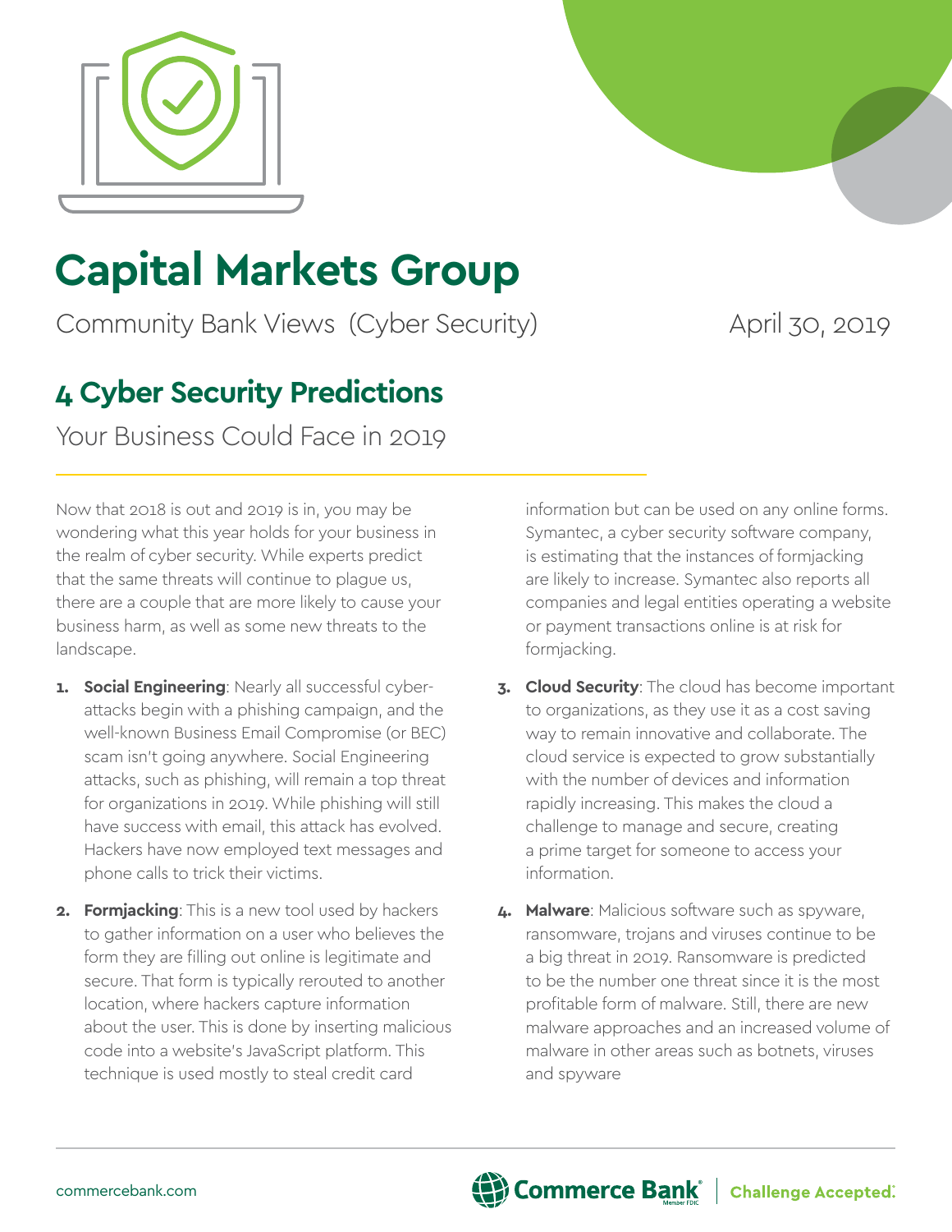# Capital Markets Group

Community Bank Views (Cyber Security)

April 30, 2019

## 4 Cyber Security Predictions

Your Business Could Face in 2019

Now that 2018 is out and 2019 is in, you may be wondering what this year holds for your business in the realm of cyber security. While experts predict that the same threats will continue to plague us, there are a couple that are more likely to cause your business harm, as well as some new threats to the landscape.

1. **Social Engineering**: Nearly all successful cyber-attacks begin with a phishing campaign, and the well-known Business Email Compromise (or BEC) scam isn't going anywhere. Social Engineering attacks, such as phishing, will remain a top threat for organizations in 2019. While phishing will still have success with email, this attack has evolved. Hackers have now employed text messages and phone calls to trick their victims.

2. **Formjacking**: This is a new tool used by hackers to gather information on a user who believes the form they are filling out online is legitimate and secure. That form is typically rerouted to another location, where hackers capture information about the user. This is done by inserting malicious code into a website's JavaScript platform. This technique is used mostly to steal credit card information but can be used on any online forms. Symantec, a cyber security software company, is estimating that the instances of formjacking are likely to increase. Symantec also reports all companies and legal entities operating a website or payment transactions online is at risk for formjacking.

3. **Cloud Security**: The cloud has become important to organizations, as they use it as a cost saving way to remain innovative and collaborate. The cloud service is expected to grow substantially with the number of devices and information rapidly increasing. This makes the cloud a challenge to manage and secure, creating a prime target for someone to access your information.

4. **Malware**: Malicious software such as spyware, ransomware, trojans and viruses continue to be a big threat in 2019. Ransomware is predicted to be the number one threat since it is the most profitable form of malware. Still, there are new malware approaches and an increased volume of malware in other areas such as botnets, viruses and spyware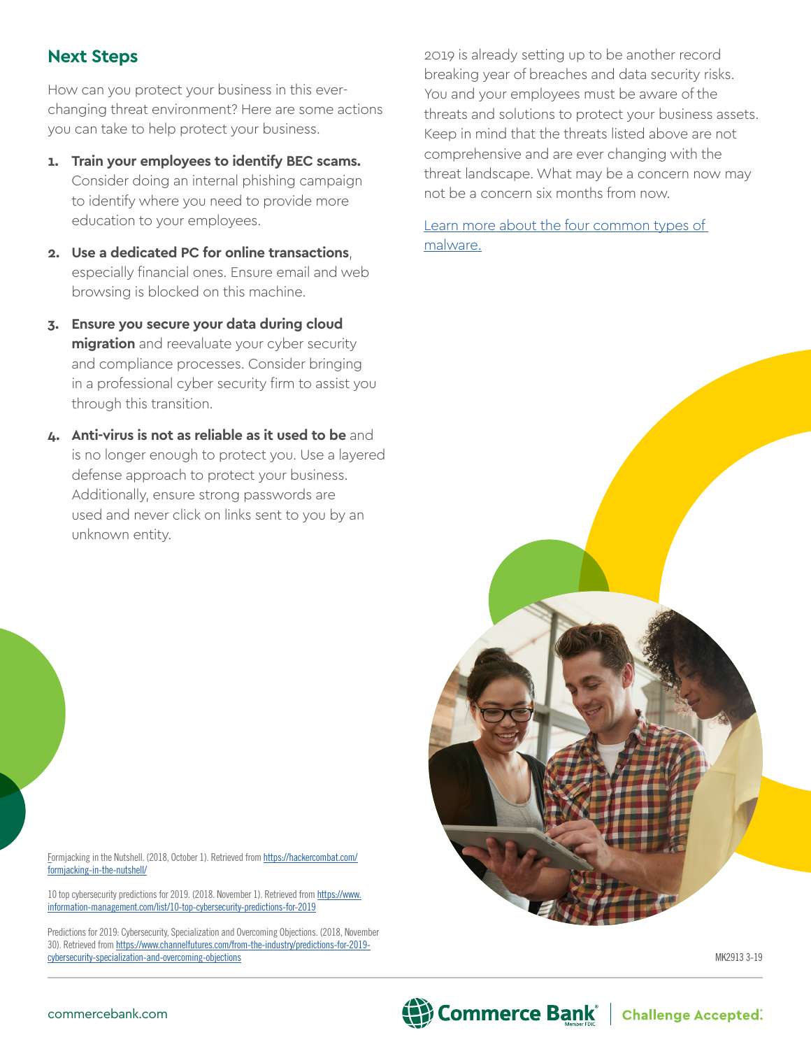## Next Steps

How can you protect your business in this ever-changing threat environment? Here are some actions you can take to help protect your business.

1. **Train your employees to identify BEC scams.** Consider doing an internal phishing campaign to identify where you need to provide more education to your employees.
2. **Use a dedicated PC for online transactions**, especially financial ones. Ensure email and web browsing is blocked on this machine.
3. **Ensure you secure your data during cloud migration** and reevaluate your cyber security and compliance processes. Consider bringing in a professional cyber security firm to assist you through this transition.
4. **Anti-virus is not as reliable as it used to be** and is no longer enough to protect you. Use a layered defense approach to protect your business. Additionally, ensure strong passwords are used and never click on links sent to you by an unknown entity.

2019 is already setting up to be another record breaking year of breaches and data security risks. You and your employees must be aware of the threats and solutions to protect your business assets. Keep in mind that the threats listed above are not comprehensive and are ever changing with the threat landscape. What may be a concern now may not be a concern six months from now.

Learn more about the four common types of malware.

Formjacking in the Nutshell. (2018, October 1). Retrieved from https://hackercombat.com/formjacking-in-the-nutshell/

10 top cybersecurity predictions for 2019. (2018. November 1). Retrieved from https://www.information-management.com/list/10-top-cybersecurity-predictions-for-2019

Predictions for 2019: Cybersecurity, Specialization and Overcoming Objections. (2018, November 30). Retrieved from https://www.channelfutures.com/from-the-industry/predictions-for-2019-cybersecurity-specialization-and-overcoming-objections

MK2913 3-19

commercebank.com

Commerce Bank | Challenge Accepted.